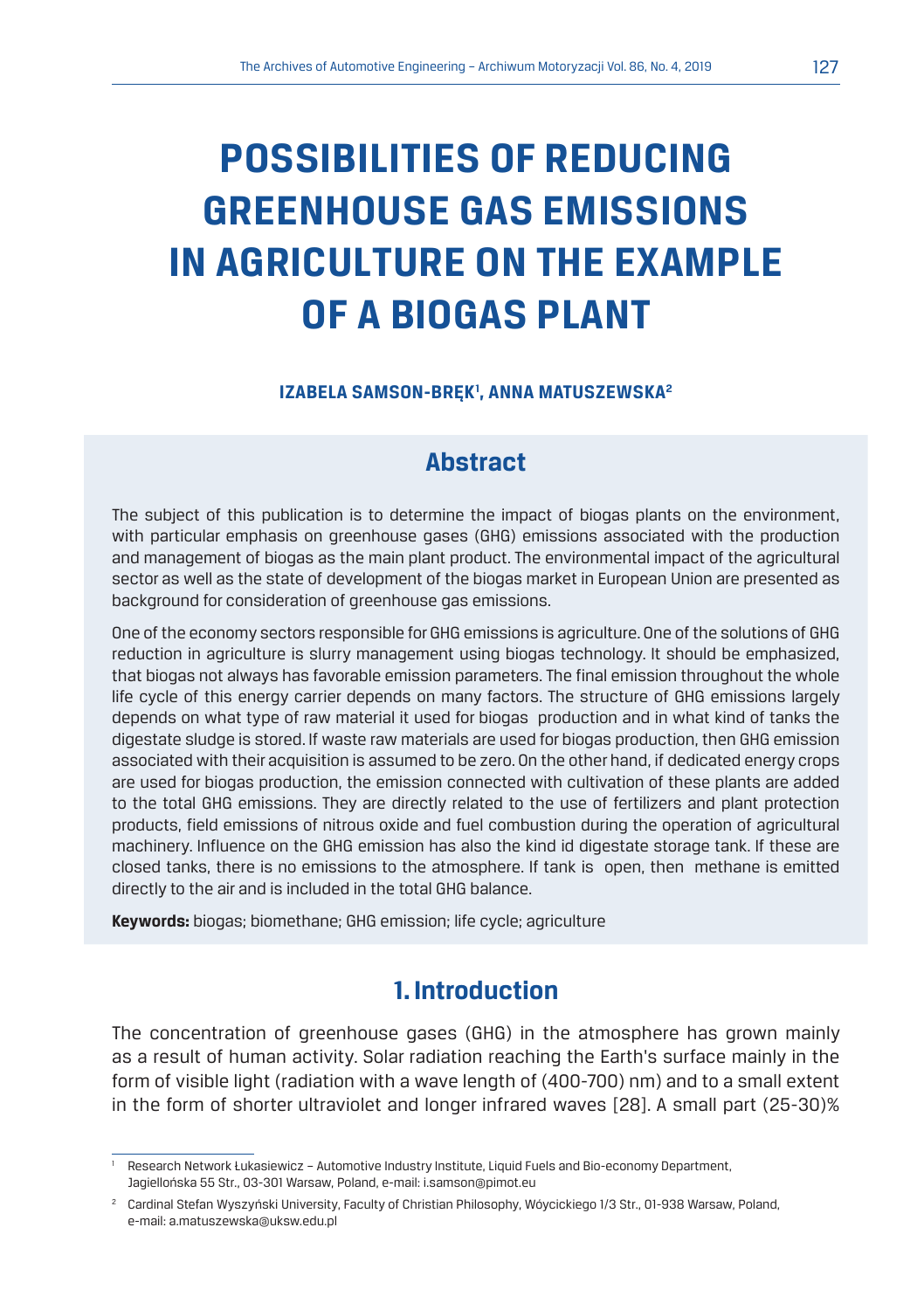# POSSIBILITIES OF REDUCING GREENHOUSE GAS EMISSIONS IN AGRICULTURE ON THE EXAMPLE OF A BIOGAS PLANT

**IZABELA SAMSON-BRĘK[1], ANNA MATUSZEWSKA[2]**

## Abstract

The subject of this publication is to determine the impact of biogas plants on the environment, with particular emphasis on greenhouse gases (GHG) emissions associated with the production and management of biogas as the main plant product. The environmental impact of the agricultural sector as well as the state of development of the biogas market in European Union are presented as background for consideration of greenhouse gas emissions.

One of the economy sectors responsible for GHG emissions is agriculture. One of the solutions of GHG reduction in agriculture is slurry management using biogas technology. It should be emphasized, that biogas not always has favorable emission parameters. The final emission throughout the whole life cycle of this energy carrier depends on many factors. The structure of GHG emissions largely depends on what type of raw material it used for biogas production and in what kind of tanks the digestate sludge is stored. If waste raw materials are used for biogas production, then GHG emission associated with their acquisition is assumed to be zero. On the other hand, if dedicated energy crops are used for biogas production, the emission connected with cultivation of these plants are added to the total GHG emissions. They are directly related to the use of fertilizers and plant protection products, field emissions of nitrous oxide and fuel combustion during the operation of agricultural machinery. Influence on the GHG emission has also the kind id digestate storage tank. If these are closed tanks, there is no emissions to the atmosphere. If tank is open, then methane is emitted directly to the air and is included in the total GHG balance.

**Keywords:** biogas; biomethane; GHG emission; life cycle; agriculture

## 1. Introduction

The concentration of greenhouse gases (GHG) in the atmosphere has grown mainly as a result of human activity. Solar radiation reaching the Earth's surface mainly in the form of visible light (radiation with a wave length of (400-700) nm) and to a small extent in the form of shorter ultraviolet and longer infrared waves [28]. A small part (25-30)%

---

[1] Research Network Łukasiewicz – Automotive Industry Institute, Liquid Fuels and Bio-economy Department, Jagiellońska 55 Str., 03-301 Warsaw, Poland, e-mail: i.samson@pimot.eu

[2] Cardinal Stefan Wyszyński University, Faculty of Christian Philosophy, Wóycickiego 1/3 Str., 01-938 Warsaw, Poland, e-mail: a.matuszewska@uksw.edu.pl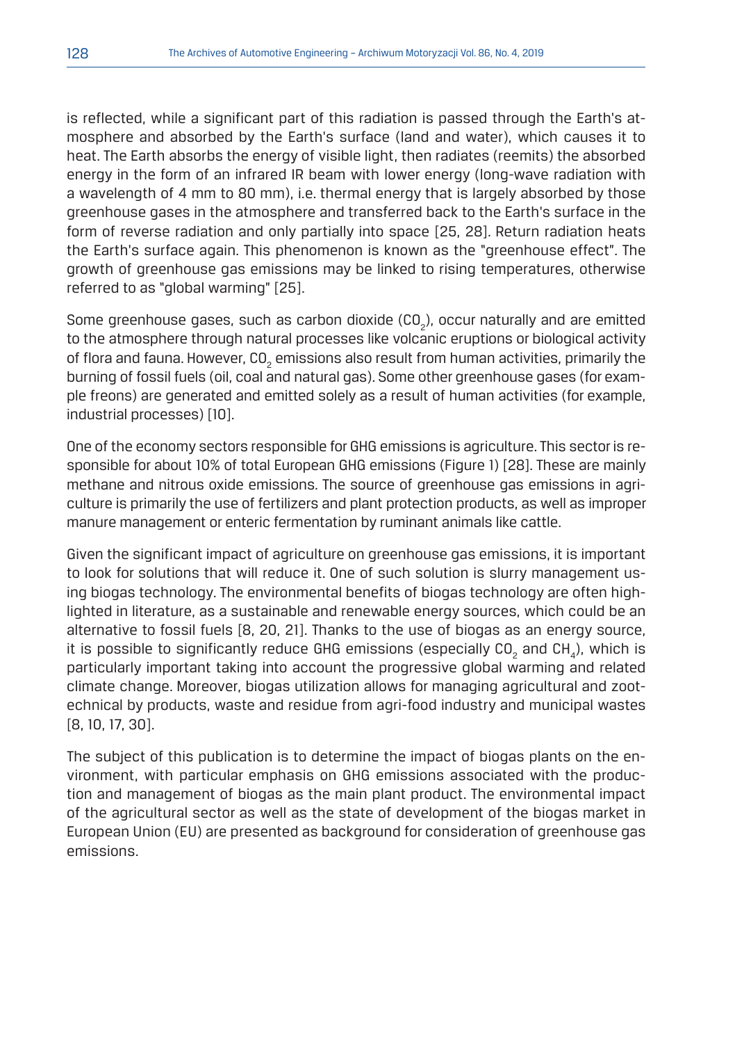is reflected, while a significant part of this radiation is passed through the Earth's atmosphere and absorbed by the Earth's surface (land and water), which causes it to heat. The Earth absorbs the energy of visible light, then radiates (reemits) the absorbed energy in the form of an infrared IR beam with lower energy (long-wave radiation with a wavelength of 4 mm to 80 mm), i.e. thermal energy that is largely absorbed by those greenhouse gases in the atmosphere and transferred back to the Earth's surface in the form of reverse radiation and only partially into space [25, 28]. Return radiation heats the Earth's surface again. This phenomenon is known as the "greenhouse effect". The growth of greenhouse gas emissions may be linked to rising temperatures, otherwise referred to as "global warming" [25].

Some greenhouse gases, such as carbon dioxide ($CO_2$), occur naturally and are emitted to the atmosphere through natural processes like volcanic eruptions or biological activity of flora and fauna. However, $CO_2$ emissions also result from human activities, primarily the burning of fossil fuels (oil, coal and natural gas). Some other greenhouse gases (for example freons) are generated and emitted solely as a result of human activities (for example, industrial processes) [10].

One of the economy sectors responsible for GHG emissions is agriculture. This sector is responsible for about 10% of total European GHG emissions (Figure 1) [28]. These are mainly methane and nitrous oxide emissions. The source of greenhouse gas emissions in agriculture is primarily the use of fertilizers and plant protection products, as well as improper manure management or enteric fermentation by ruminant animals like cattle.

Given the significant impact of agriculture on greenhouse gas emissions, it is important to look for solutions that will reduce it. One of such solution is slurry management using biogas technology. The environmental benefits of biogas technology are often highlighted in literature, as a sustainable and renewable energy sources, which could be an alternative to fossil fuels [8, 20, 21]. Thanks to the use of biogas as an energy source, it is possible to significantly reduce GHG emissions (especially $CO_2$ and $CH_4$), which is particularly important taking into account the progressive global warming and related climate change. Moreover, biogas utilization allows for managing agricultural and zootechnical by products, waste and residue from agri-food industry and municipal wastes [8, 10, 17, 30].

The subject of this publication is to determine the impact of biogas plants on the environment, with particular emphasis on GHG emissions associated with the production and management of biogas as the main plant product. The environmental impact of the agricultural sector as well as the state of development of the biogas market in European Union (EU) are presented as background for consideration of greenhouse gas emissions.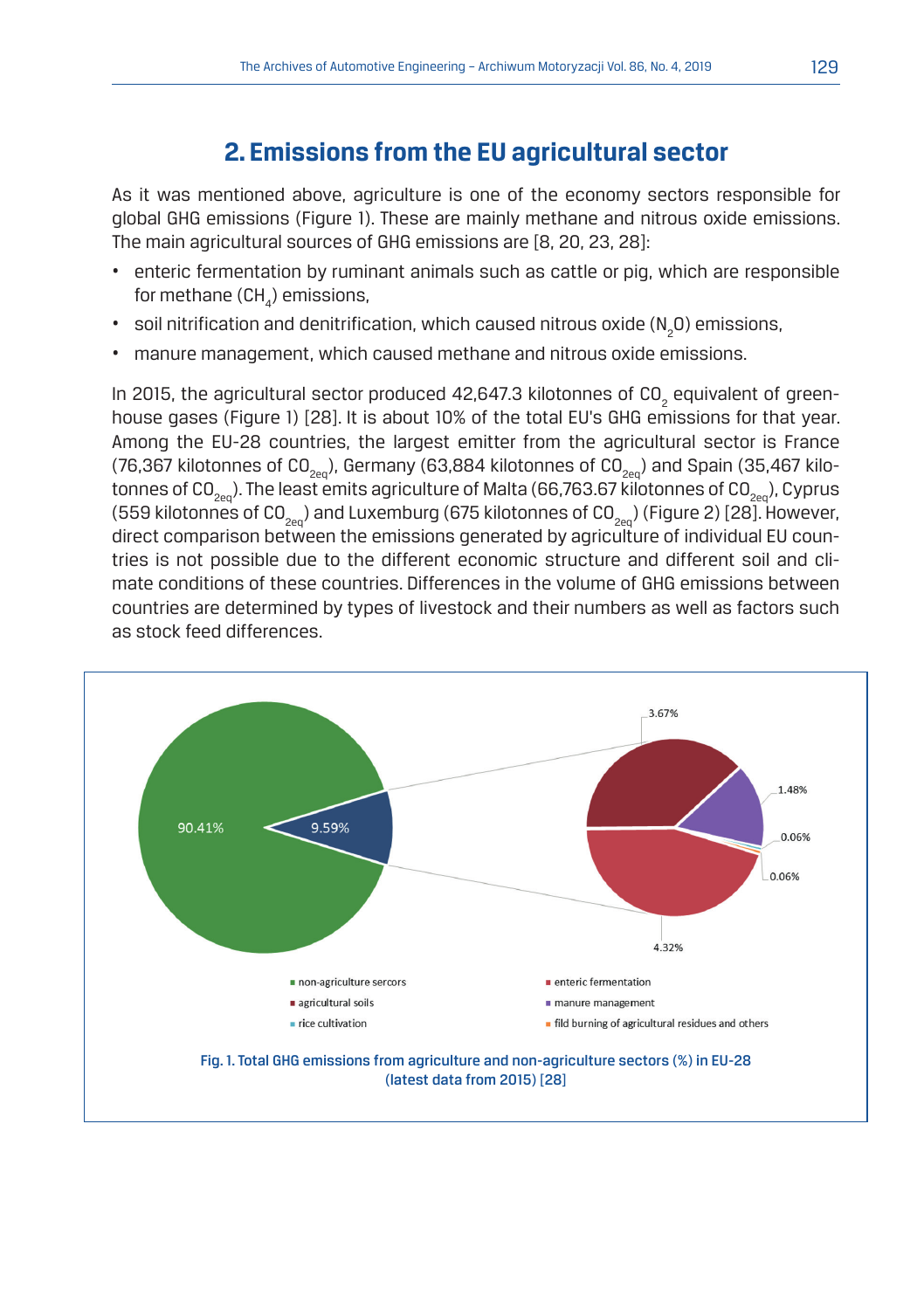## 2. Emissions from the EU agricultural sector

As it was mentioned above, agriculture is one of the economy sectors responsible for global GHG emissions (Figure 1). These are mainly methane and nitrous oxide emissions. The main agricultural sources of GHG emissions are [8, 20, 23, 28]:

- enteric fermentation by ruminant animals such as cattle or pig, which are responsible for methane ($CH_4$) emissions,
- soil nitrification and denitrification, which caused nitrous oxide ($N_2O$) emissions,
- manure management, which caused methane and nitrous oxide emissions.

In 2015, the agricultural sector produced 42,647.3 kilotonnes of $CO_2$ equivalent of greenhouse gases (Figure 1) [28]. It is about 10% of the total EU's GHG emissions for that year. Among the EU-28 countries, the largest emitter from the agricultural sector is France (76,367 kilotonnes of $CO_{2eq}$), Germany (63,884 kilotonnes of $CO_{2eq}$) and Spain (35,467 kilotonnes of $CO_{2eq}$). The least emits agriculture of Malta (66,763.67 kilotonnes of $CO_{2eq}$), Cyprus (559 kilotonnes of $CO_{2eq}$) and Luxemburg (675 kilotonnes of $CO_{2eq}$) (Figure 2) [28]. However, direct comparison between the emissions generated by agriculture of individual EU countries is not possible due to the different economic structure and different soil and climate conditions of these countries. Differences in the volume of GHG emissions between countries are determined by types of livestock and their numbers as well as factors such as stock feed differences.

Fig. 1. Total GHG emissions from agriculture and non-agriculture sectors (%) in EU-28 (latest data from 2015) [28]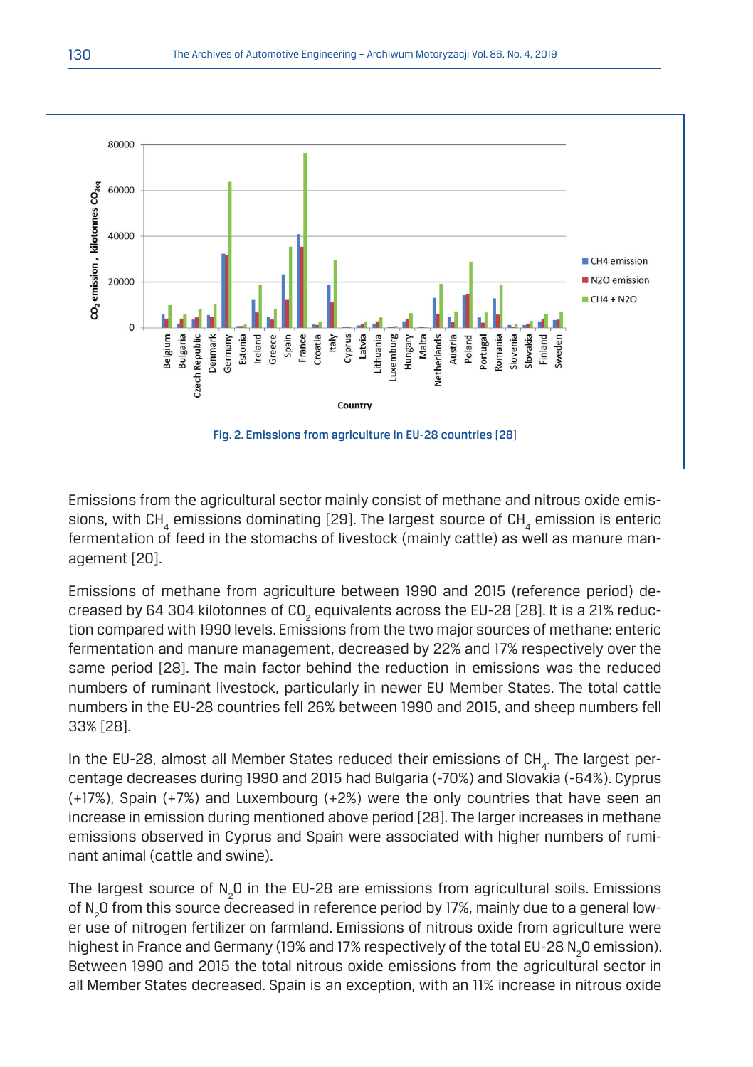Fig. 2. Emissions from agriculture in EU-28 countries [28]

Emissions from the agricultural sector mainly consist of methane and nitrous oxide emissions, with $CH_4$ emissions dominating [29]. The largest source of $CH_4$ emission is enteric fermentation of feed in the stomachs of livestock (mainly cattle) as well as manure management [20].

Emissions of methane from agriculture between 1990 and 2015 (reference period) decreased by 64 304 kilotonnes of $CO_2$ equivalents across the EU-28 [28]. It is a 21% reduction compared with 1990 levels. Emissions from the two major sources of methane: enteric fermentation and manure management, decreased by 22% and 17% respectively over the same period [28]. The main factor behind the reduction in emissions was the reduced numbers of ruminant livestock, particularly in newer EU Member States. The total cattle numbers in the EU-28 countries fell 26% between 1990 and 2015, and sheep numbers fell 33% [28].

In the EU-28, almost all Member States reduced their emissions of $CH_4$. The largest percentage decreases during 1990 and 2015 had Bulgaria (-70%) and Slovakia (-64%). Cyprus (+17%), Spain (+7%) and Luxembourg (+2%) were the only countries that have seen an increase in emission during mentioned above period [28]. The larger increases in methane emissions observed in Cyprus and Spain were associated with higher numbers of ruminant animal (cattle and swine).

The largest source of $N_2O$ in the EU-28 are emissions from agricultural soils. Emissions of $N_2O$ from this source decreased in reference period by 17%, mainly due to a general lower use of nitrogen fertilizer on farmland. Emissions of nitrous oxide from agriculture were highest in France and Germany (19% and 17% respectively of the total EU-28 $N_2O$ emission). Between 1990 and 2015 the total nitrous oxide emissions from the agricultural sector in all Member States decreased. Spain is an exception, with an 11% increase in nitrous oxide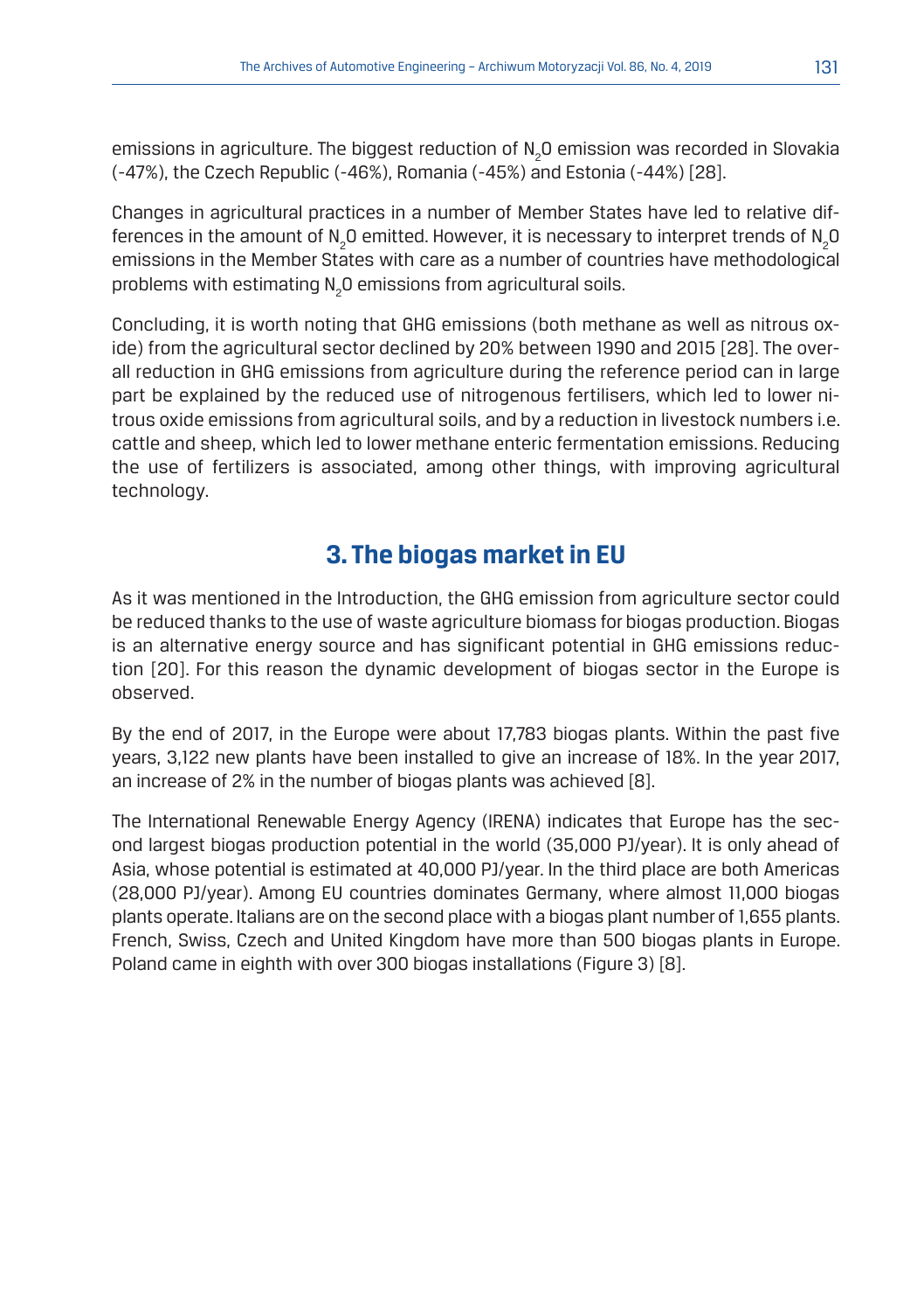emissions in agriculture. The biggest reduction of $N_2O$ emission was recorded in Slovakia (-47%), the Czech Republic (-46%), Romania (-45%) and Estonia (-44%) [28].

Changes in agricultural practices in a number of Member States have led to relative differences in the amount of $N_2O$ emitted. However, it is necessary to interpret trends of $N_2O$ emissions in the Member States with care as a number of countries have methodological problems with estimating $N_2O$ emissions from agricultural soils.

Concluding, it is worth noting that GHG emissions (both methane as well as nitrous oxide) from the agricultural sector declined by 20% between 1990 and 2015 [28]. The overall reduction in GHG emissions from agriculture during the reference period can in large part be explained by the reduced use of nitrogenous fertilisers, which led to lower nitrous oxide emissions from agricultural soils, and by a reduction in livestock numbers i.e. cattle and sheep, which led to lower methane enteric fermentation emissions. Reducing the use of fertilizers is associated, among other things, with improving agricultural technology.

## 3. The biogas market in EU

As it was mentioned in the Introduction, the GHG emission from agriculture sector could be reduced thanks to the use of waste agriculture biomass for biogas production. Biogas is an alternative energy source and has significant potential in GHG emissions reduction [20]. For this reason the dynamic development of biogas sector in the Europe is observed.

By the end of 2017, in the Europe were about 17,783 biogas plants. Within the past five years, 3,122 new plants have been installed to give an increase of 18%. In the year 2017, an increase of 2% in the number of biogas plants was achieved [8].

The International Renewable Energy Agency (IRENA) indicates that Europe has the second largest biogas production potential in the world (35,000 PJ/year). It is only ahead of Asia, whose potential is estimated at 40,000 PJ/year. In the third place are both Americas (28,000 PJ/year). Among EU countries dominates Germany, where almost 11,000 biogas plants operate. Italians are on the second place with a biogas plant number of 1,655 plants. French, Swiss, Czech and United Kingdom have more than 500 biogas plants in Europe. Poland came in eighth with over 300 biogas installations (Figure 3) [8].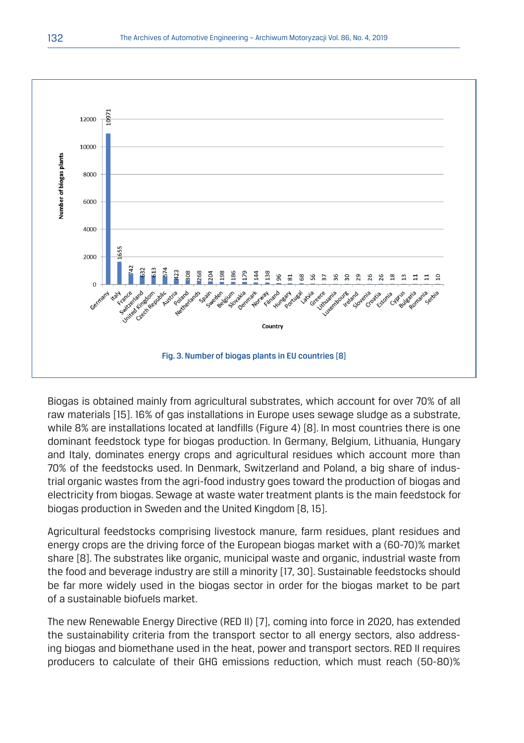Fig. 3. Number of biogas plants in EU countries [8]

Biogas is obtained mainly from agricultural substrates, which account for over 70% of all raw materials [15]. 16% of gas installations in Europe uses sewage sludge as a substrate, while 8% are installations located at landfills (Figure 4) [8]. In most countries there is one dominant feedstock type for biogas production. In Germany, Belgium, Lithuania, Hungary and Italy, dominates energy crops and agricultural residues which account more than 70% of the feedstocks used. In Denmark, Switzerland and Poland, a big share of industrial organic wastes from the agri-food industry goes toward the production of biogas and electricity from biogas. Sewage at waste water treatment plants is the main feedstock for biogas production in Sweden and the United Kingdom [8, 15].

Agricultural feedstocks comprising livestock manure, farm residues, plant residues and energy crops are the driving force of the European biogas market with a (60-70)% market share [8]. The substrates like organic, municipal waste and organic, industrial waste from the food and beverage industry are still a minority [17, 30]. Sustainable feedstocks should be far more widely used in the biogas sector in order for the biogas market to be part of a sustainable biofuels market.

The new Renewable Energy Directive (RED II) [7], coming into force in 2020, has extended the sustainability criteria from the transport sector to all energy sectors, also addressing biogas and biomethane used in the heat, power and transport sectors. RED II requires producers to calculate of their GHG emissions reduction, which must reach (50-80)%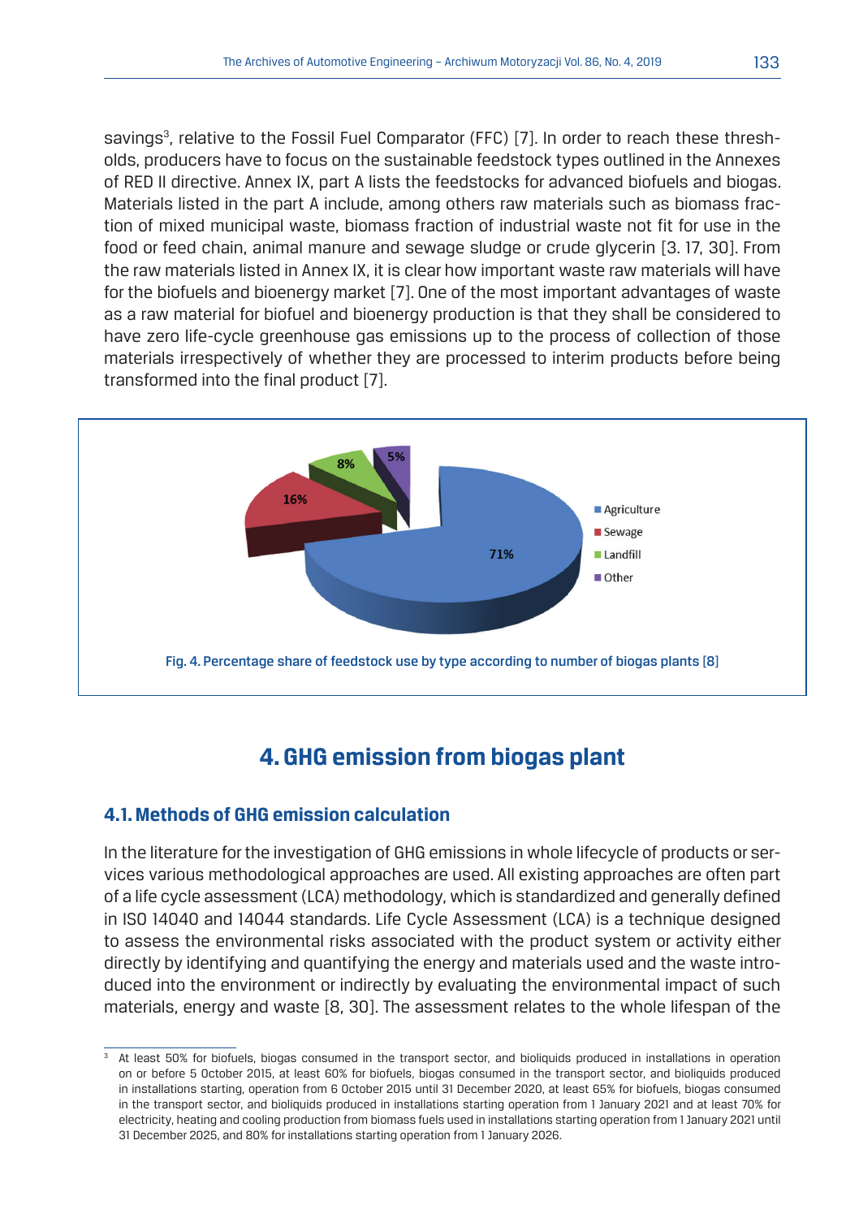savings[3], relative to the Fossil Fuel Comparator (FFC) [7]. In order to reach these thresholds, producers have to focus on the sustainable feedstock types outlined in the Annexes of RED II directive. Annex IX, part A lists the feedstocks for advanced biofuels and biogas. Materials listed in the part A include, among others raw materials such as biomass fraction of mixed municipal waste, biomass fraction of industrial waste not fit for use in the food or feed chain, animal manure and sewage sludge or crude glycerin [3. 17, 30]. From the raw materials listed in Annex IX, it is clear how important waste raw materials will have for the biofuels and bioenergy market [7]. One of the most important advantages of waste as a raw material for biofuel and bioenergy production is that they shall be considered to have zero life-cycle greenhouse gas emissions up to the process of collection of those materials irrespectively of whether they are processed to interim products before being transformed into the final product [7].

Fig. 4. Percentage share of feedstock use by type according to number of biogas plants [8]

## 4. GHG emission from biogas plant

### 4.1. Methods of GHG emission calculation

In the literature for the investigation of GHG emissions in whole lifecycle of products or services various methodological approaches are used. All existing approaches are often part of a life cycle assessment (LCA) methodology, which is standardized and generally defined in ISO 14040 and 14044 standards. Life Cycle Assessment (LCA) is a technique designed to assess the environmental risks associated with the product system or activity either directly by identifying and quantifying the energy and materials used and the waste introduced into the environment or indirectly by evaluating the environmental impact of such materials, energy and waste [8, 30]. The assessment relates to the whole lifespan of the

[3] At least 50% for biofuels, biogas consumed in the transport sector, and bioliquids produced in installations in operation on or before 5 October 2015, at least 60% for biofuels, biogas consumed in the transport sector, and bioliquids produced in installations starting, operation from 6 October 2015 until 31 December 2020, at least 65% for biofuels, biogas consumed in the transport sector, and bioliquids produced in installations starting operation from 1 January 2021 and at least 70% for electricity, heating and cooling production from biomass fuels used in installations starting operation from 1 January 2021 until 31 December 2025, and 80% for installations starting operation from 1 January 2026.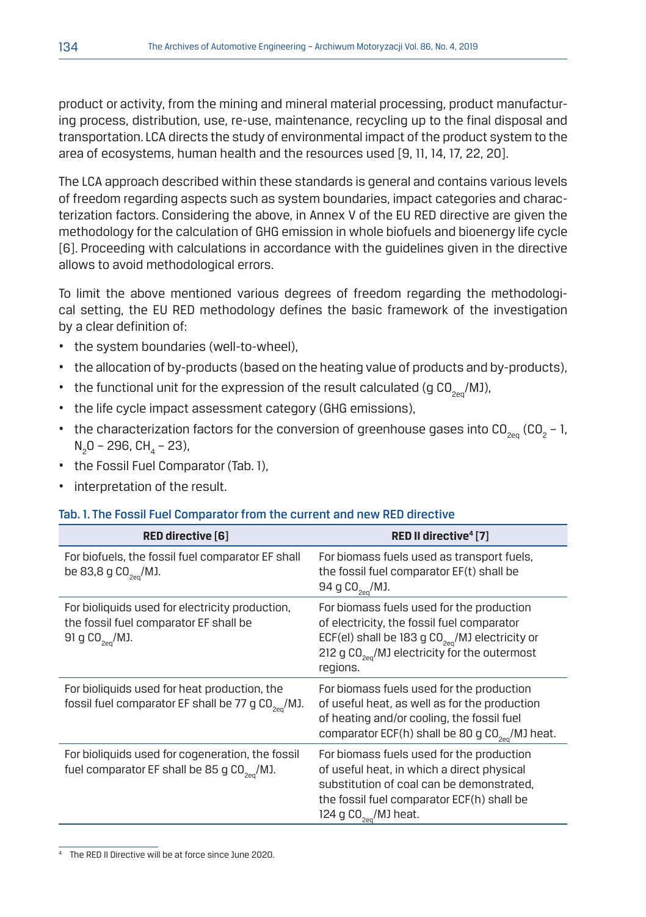product or activity, from the mining and mineral material processing, product manufacturing process, distribution, use, re-use, maintenance, recycling up to the final disposal and transportation. LCA directs the study of environmental impact of the product system to the area of ecosystems, human health and the resources used [9, 11, 14, 17, 22, 20].

The LCA approach described within these standards is general and contains various levels of freedom regarding aspects such as system boundaries, impact categories and characterization factors. Considering the above, in Annex V of the EU RED directive are given the methodology for the calculation of GHG emission in whole biofuels and bioenergy life cycle [6]. Proceeding with calculations in accordance with the guidelines given in the directive allows to avoid methodological errors.

To limit the above mentioned various degrees of freedom regarding the methodological setting, the EU RED methodology defines the basic framework of the investigation by a clear definition of:

- the system boundaries (well-to-wheel),
- the allocation of by-products (based on the heating value of products and by-products),
- the functional unit for the expression of the result calculated (g $CO_{2eq}$/MJ),
- the life cycle impact assessment category (GHG emissions),
- the characterization factors for the conversion of greenhouse gases into $CO_{2eq}$ ($CO_2$ – 1, $N_2O$ – 296, $CH_4$ – 23),
- the Fossil Fuel Comparator (Tab. 1),
- interpretation of the result.

**Tab. 1. The Fossil Fuel Comparator from the current and new RED directive**

| RED directive [6] | RED II directive[4] [7] |
|---|---|
| For biofuels, the fossil fuel comparator EF shall be 83,8 g $CO_{2eq}$/MJ. | For biomass fuels used as transport fuels, the fossil fuel comparator EF(t) shall be 94 g $CO_{2eq}$/MJ. |
| For bioliquids used for electricity production, the fossil fuel comparator EF shall be 91 g $CO_{2eq}$/MJ. | For biomass fuels used for the production of electricity, the fossil fuel comparator ECF(el) shall be 183 g $CO_{2eq}$/MJ electricity or 212 g $CO_{2eq}$/MJ electricity for the outermost regions. |
| For bioliquids used for heat production, the fossil fuel comparator EF shall be 77 g $CO_{2eq}$/MJ. | For biomass fuels used for the production of useful heat, as well as for the production of heating and/or cooling, the fossil fuel comparator ECF(h) shall be 80 g $CO_{2eq}$/MJ heat. |
| For bioliquids used for cogeneration, the fossil fuel comparator EF shall be 85 g $CO_{2eq}$/MJ. | For biomass fuels used for the production of useful heat, in which a direct physical substitution of coal can be demonstrated, the fossil fuel comparator ECF(h) shall be 124 g $CO_{2eq}$/MJ heat. |

[4] The RED II Directive will be at force since June 2020.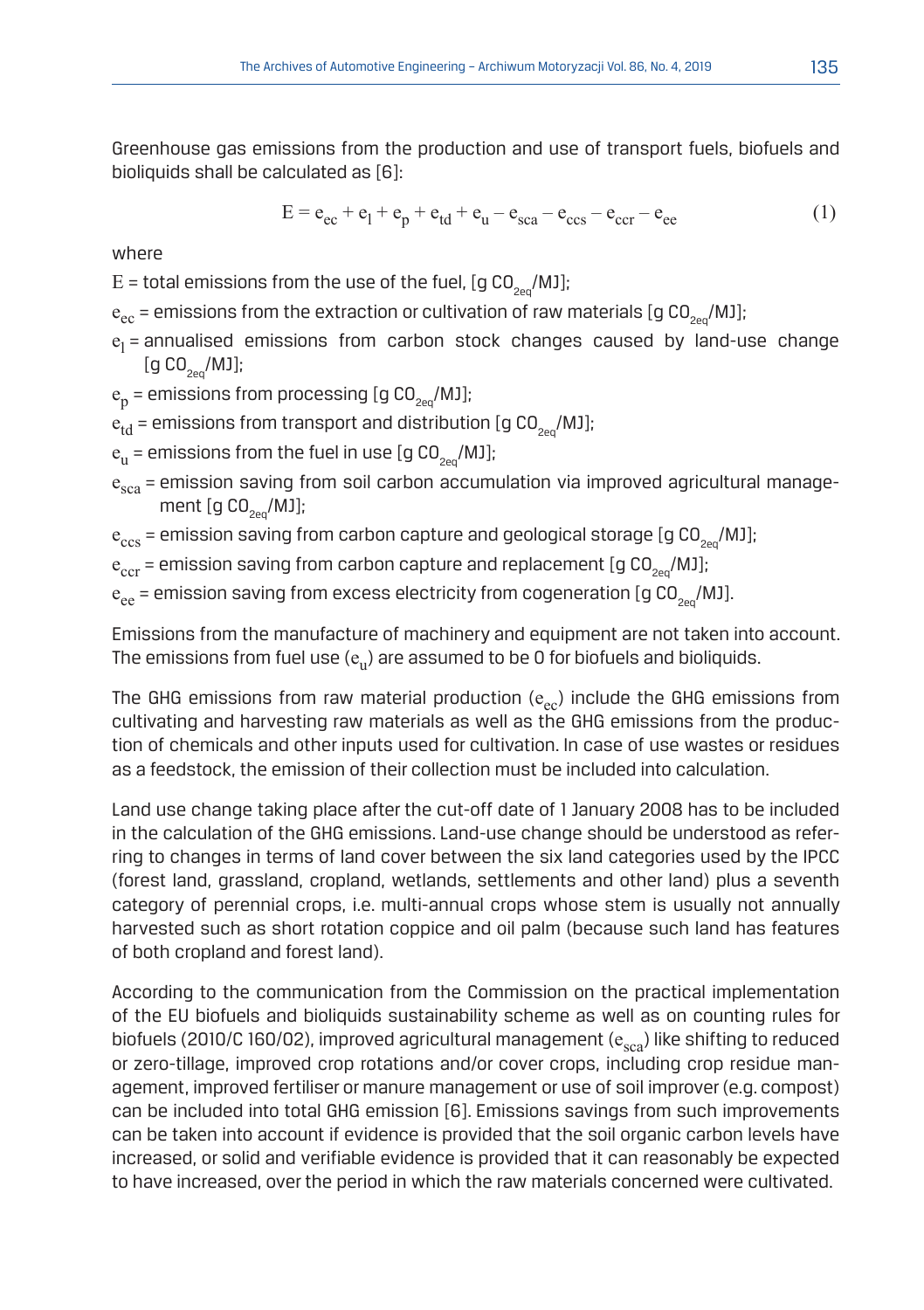Greenhouse gas emissions from the production and use of transport fuels, biofuels and bioliquids shall be calculated as [6]:

$$E = e_{ec} + e_l + e_p + e_{td} + e_u - e_{sca} - e_{ccs} - e_{ccr} - e_{ee} \tag{1}$$

where

$E$ = total emissions from the use of the fuel, [g $CO_{2eq}$/MJ];

$e_{ec}$ = emissions from the extraction or cultivation of raw materials [g $CO_{2eq}$/MJ];

$e_l$ = annualised emissions from carbon stock changes caused by land-use change [g $CO_{2eq}$/MJ];

$e_p$ = emissions from processing [g $CO_{2eq}$/MJ];

$e_{td}$ = emissions from transport and distribution [g $CO_{2eq}$/MJ];

$e_u$ = emissions from the fuel in use [g $CO_{2eq}$/MJ];

$e_{sca}$ = emission saving from soil carbon accumulation via improved agricultural management [g $CO_{2eq}$/MJ];

$e_{ccs}$ = emission saving from carbon capture and geological storage [g $CO_{2eq}$/MJ];

$e_{ccr}$ = emission saving from carbon capture and replacement [g $CO_{2eq}$/MJ];

$e_{ee}$ = emission saving from excess electricity from cogeneration [g $CO_{2eq}$/MJ].

Emissions from the manufacture of machinery and equipment are not taken into account. The emissions from fuel use ($e_u$) are assumed to be 0 for biofuels and bioliquids.

The GHG emissions from raw material production ($e_{ec}$) include the GHG emissions from cultivating and harvesting raw materials as well as the GHG emissions from the production of chemicals and other inputs used for cultivation. In case of use wastes or residues as a feedstock, the emission of their collection must be included into calculation.

Land use change taking place after the cut-off date of 1 January 2008 has to be included in the calculation of the GHG emissions. Land-use change should be understood as referring to changes in terms of land cover between the six land categories used by the IPCC (forest land, grassland, cropland, wetlands, settlements and other land) plus a seventh category of perennial crops, i.e. multi-annual crops whose stem is usually not annually harvested such as short rotation coppice and oil palm (because such land has features of both cropland and forest land).

According to the communication from the Commission on the practical implementation of the EU biofuels and bioliquids sustainability scheme as well as on counting rules for biofuels (2010/C 160/02), improved agricultural management ($e_{sca}$) like shifting to reduced or zero-tillage, improved crop rotations and/or cover crops, including crop residue management, improved fertiliser or manure management or use of soil improver (e.g. compost) can be included into total GHG emission [6]. Emissions savings from such improvements can be taken into account if evidence is provided that the soil organic carbon levels have increased, or solid and verifiable evidence is provided that it can reasonably be expected to have increased, over the period in which the raw materials concerned were cultivated.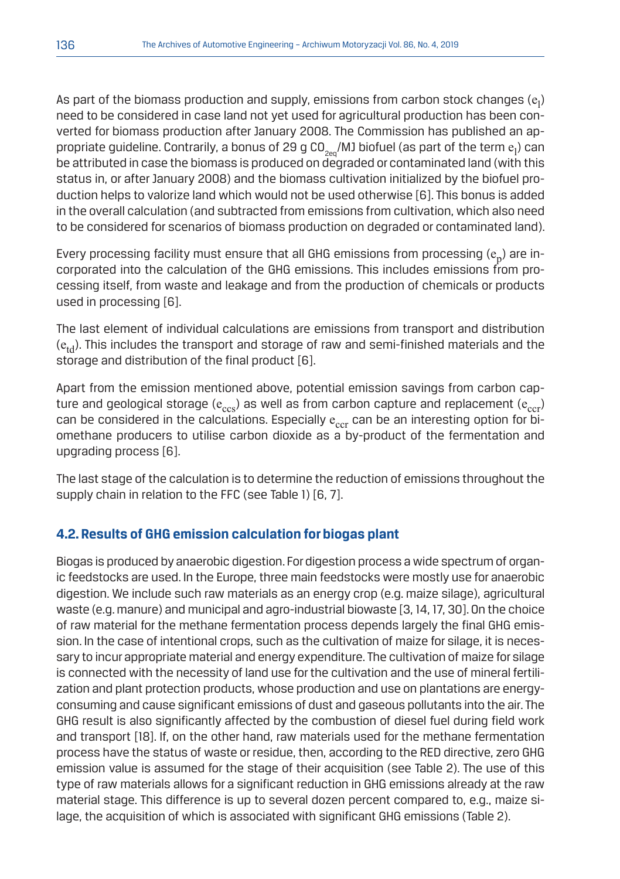As part of the biomass production and supply, emissions from carbon stock changes ($e_l$) need to be considered in case land not yet used for agricultural production has been converted for biomass production after January 2008. The Commission has published an appropriate guideline. Contrarily, a bonus of 29 g $CO_{2eq}$/MJ biofuel (as part of the term $e_l$) can be attributed in case the biomass is produced on degraded or contaminated land (with this status in, or after January 2008) and the biomass cultivation initialized by the biofuel production helps to valorize land which would not be used otherwise [6]. This bonus is added in the overall calculation (and subtracted from emissions from cultivation, which also need to be considered for scenarios of biomass production on degraded or contaminated land).

Every processing facility must ensure that all GHG emissions from processing ($e_p$) are incorporated into the calculation of the GHG emissions. This includes emissions from processing itself, from waste and leakage and from the production of chemicals or products used in processing [6].

The last element of individual calculations are emissions from transport and distribution ($e_{td}$). This includes the transport and storage of raw and semi-finished materials and the storage and distribution of the final product [6].

Apart from the emission mentioned above, potential emission savings from carbon capture and geological storage ($e_{ccs}$) as well as from carbon capture and replacement ($e_{ccr}$) can be considered in the calculations. Especially $e_{ccr}$ can be an interesting option for biomethane producers to utilise carbon dioxide as a by-product of the fermentation and upgrading process [6].

The last stage of the calculation is to determine the reduction of emissions throughout the supply chain in relation to the FFC (see Table 1) [6, 7].

### 4.2. Results of GHG emission calculation for biogas plant

Biogas is produced by anaerobic digestion. For digestion process a wide spectrum of organic feedstocks are used. In the Europe, three main feedstocks were mostly use for anaerobic digestion. We include such raw materials as an energy crop (e.g. maize silage), agricultural waste (e.g. manure) and municipal and agro-industrial biowaste [3, 14, 17, 30]. On the choice of raw material for the methane fermentation process depends largely the final GHG emission. In the case of intentional crops, such as the cultivation of maize for silage, it is necessary to incur appropriate material and energy expenditure. The cultivation of maize for silage is connected with the necessity of land use for the cultivation and the use of mineral fertilization and plant protection products, whose production and use on plantations are energy-consuming and cause significant emissions of dust and gaseous pollutants into the air. The GHG result is also significantly affected by the combustion of diesel fuel during field work and transport [18]. If, on the other hand, raw materials used for the methane fermentation process have the status of waste or residue, then, according to the RED directive, zero GHG emission value is assumed for the stage of their acquisition (see Table 2). The use of this type of raw materials allows for a significant reduction in GHG emissions already at the raw material stage. This difference is up to several dozen percent compared to, e.g., maize silage, the acquisition of which is associated with significant GHG emissions (Table 2).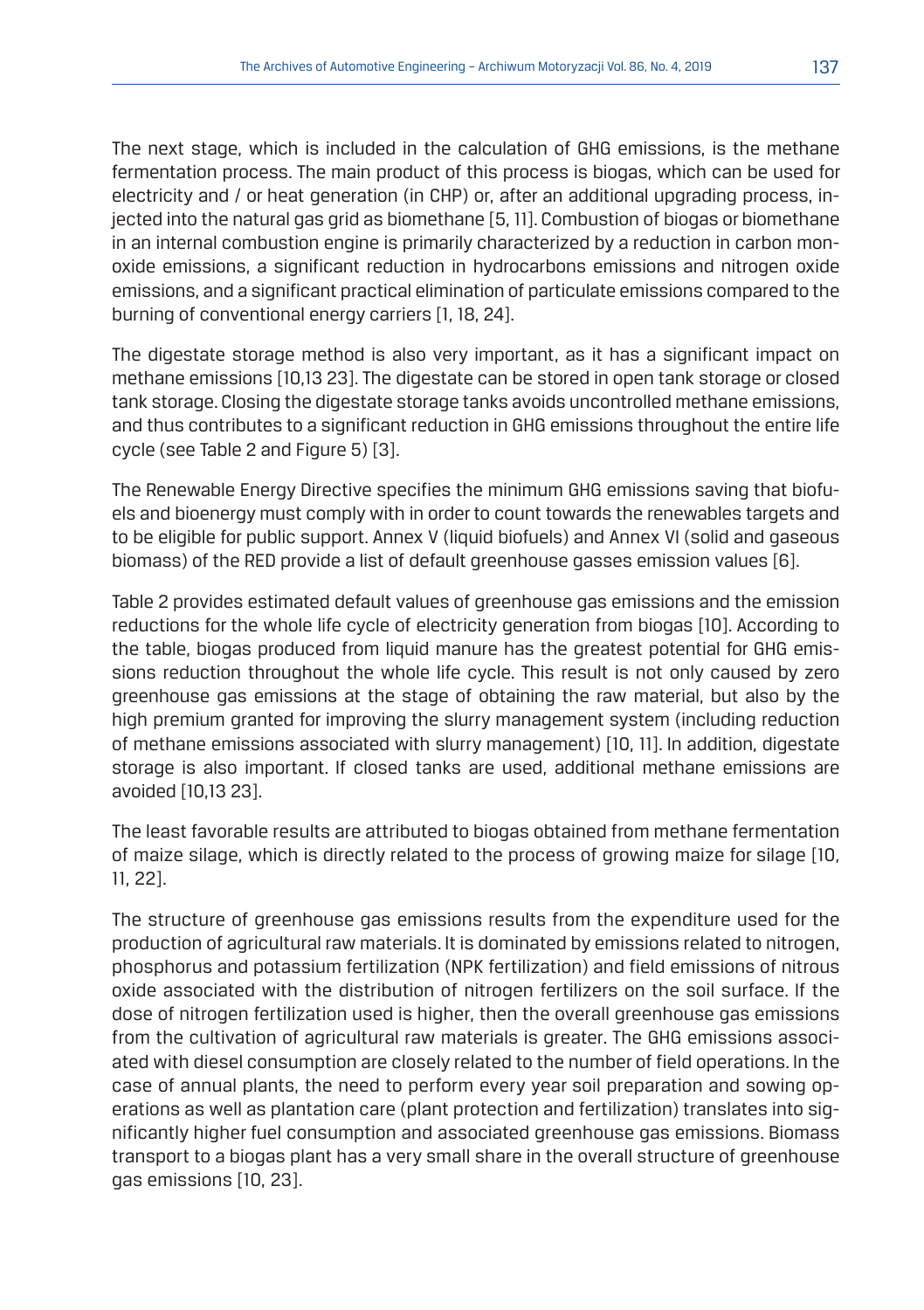The next stage, which is included in the calculation of GHG emissions, is the methane fermentation process. The main product of this process is biogas, which can be used for electricity and / or heat generation (in CHP) or, after an additional upgrading process, injected into the natural gas grid as biomethane [5, 11]. Combustion of biogas or biomethane in an internal combustion engine is primarily characterized by a reduction in carbon monoxide emissions, a significant reduction in hydrocarbons emissions and nitrogen oxide emissions, and a significant practical elimination of particulate emissions compared to the burning of conventional energy carriers [1, 18, 24].

The digestate storage method is also very important, as it has a significant impact on methane emissions [10,13 23]. The digestate can be stored in open tank storage or closed tank storage. Closing the digestate storage tanks avoids uncontrolled methane emissions, and thus contributes to a significant reduction in GHG emissions throughout the entire life cycle (see Table 2 and Figure 5) [3].

The Renewable Energy Directive specifies the minimum GHG emissions saving that biofuels and bioenergy must comply with in order to count towards the renewables targets and to be eligible for public support. Annex V (liquid biofuels) and Annex VI (solid and gaseous biomass) of the RED provide a list of default greenhouse gasses emission values [6].

Table 2 provides estimated default values of greenhouse gas emissions and the emission reductions for the whole life cycle of electricity generation from biogas [10]. According to the table, biogas produced from liquid manure has the greatest potential for GHG emissions reduction throughout the whole life cycle. This result is not only caused by zero greenhouse gas emissions at the stage of obtaining the raw material, but also by the high premium granted for improving the slurry management system (including reduction of methane emissions associated with slurry management) [10, 11]. In addition, digestate storage is also important. If closed tanks are used, additional methane emissions are avoided [10,13 23].

The least favorable results are attributed to biogas obtained from methane fermentation of maize silage, which is directly related to the process of growing maize for silage [10, 11, 22].

The structure of greenhouse gas emissions results from the expenditure used for the production of agricultural raw materials. It is dominated by emissions related to nitrogen, phosphorus and potassium fertilization (NPK fertilization) and field emissions of nitrous oxide associated with the distribution of nitrogen fertilizers on the soil surface. If the dose of nitrogen fertilization used is higher, then the overall greenhouse gas emissions from the cultivation of agricultural raw materials is greater. The GHG emissions associated with diesel consumption are closely related to the number of field operations. In the case of annual plants, the need to perform every year soil preparation and sowing operations as well as plantation care (plant protection and fertilization) translates into significantly higher fuel consumption and associated greenhouse gas emissions. Biomass transport to a biogas plant has a very small share in the overall structure of greenhouse gas emissions [10, 23].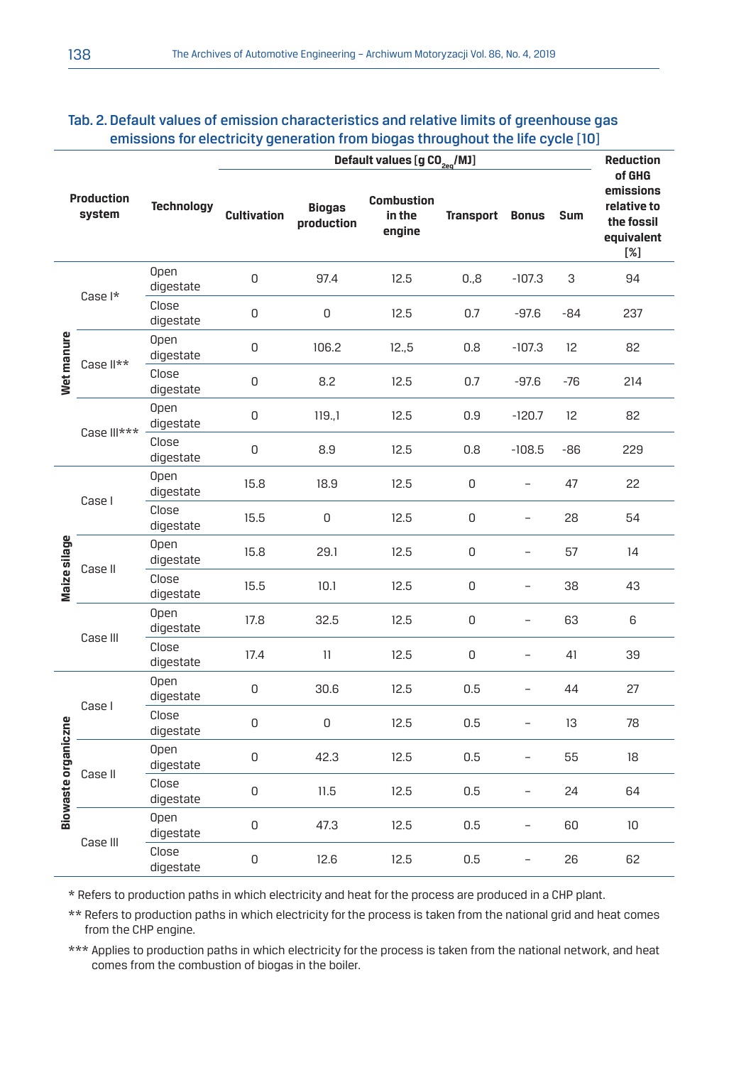Tab. 2. Default values of emission characteristics and relative limits of greenhouse gas emissions for electricity generation from biogas throughout the life cycle [10]

| Production system | | Technology | Default values [g $CO_{2eq}$/MJ] | | | | | | Reduction of GHG emissions relative to the fossil equivalent [%] |
|---|---|---|---|---|---|---|---|---|---|
| | | | Cultivation | Biogas production | Combustion in the engine | Transport | Bonus | Sum | |
| Wet manure | Case I* | Open digestate | 0 | 97.4 | 12.5 | 0.,8 | -107.3 | 3 | 94 |
| | | Close digestate | 0 | 0 | 12.5 | 0.7 | -97.6 | -84 | 237 |
| | Case II** | Open digestate | 0 | 106.2 | 12.,5 | 0.8 | -107.3 | 12 | 82 |
| | | Close digestate | 0 | 8.2 | 12.5 | 0.7 | -97.6 | -76 | 214 |
| | Case III*** | Open digestate | 0 | 119.,1 | 12.5 | 0.9 | -120.7 | 12 | 82 |
| | | Close digestate | 0 | 8.9 | 12.5 | 0.8 | -108.5 | -86 | 229 |
| Maize silage | Case I | Open digestate | 15.8 | 18.9 | 12.5 | 0 | – | 47 | 22 |
| | | Close digestate | 15.5 | 0 | 12.5 | 0 | – | 28 | 54 |
| | Case II | Open digestate | 15.8 | 29.1 | 12.5 | 0 | – | 57 | 14 |
| | | Close digestate | 15.5 | 10.1 | 12.5 | 0 | – | 38 | 43 |
| | Case III | Open digestate | 17.8 | 32.5 | 12.5 | 0 | – | 63 | 6 |
| | | Close digestate | 17.4 | 11 | 12.5 | 0 | – | 41 | 39 |
| Biowaste organiczne | Case I | Open digestate | 0 | 30.6 | 12.5 | 0.5 | – | 44 | 27 |
| | | Close digestate | 0 | 0 | 12.5 | 0.5 | – | 13 | 78 |
| | Case II | Open digestate | 0 | 42.3 | 12.5 | 0.5 | – | 55 | 18 |
| | | Close digestate | 0 | 11.5 | 12.5 | 0.5 | – | 24 | 64 |
| | Case III | Open digestate | 0 | 47.3 | 12.5 | 0.5 | – | 60 | 10 |
| | | Close digestate | 0 | 12.6 | 12.5 | 0.5 | – | 26 | 62 |

\* Refers to production paths in which electricity and heat for the process are produced in a CHP plant.

** Refers to production paths in which electricity for the process is taken from the national grid and heat comes from the CHP engine.

*** Applies to production paths in which electricity for the process is taken from the national network, and heat comes from the combustion of biogas in the boiler.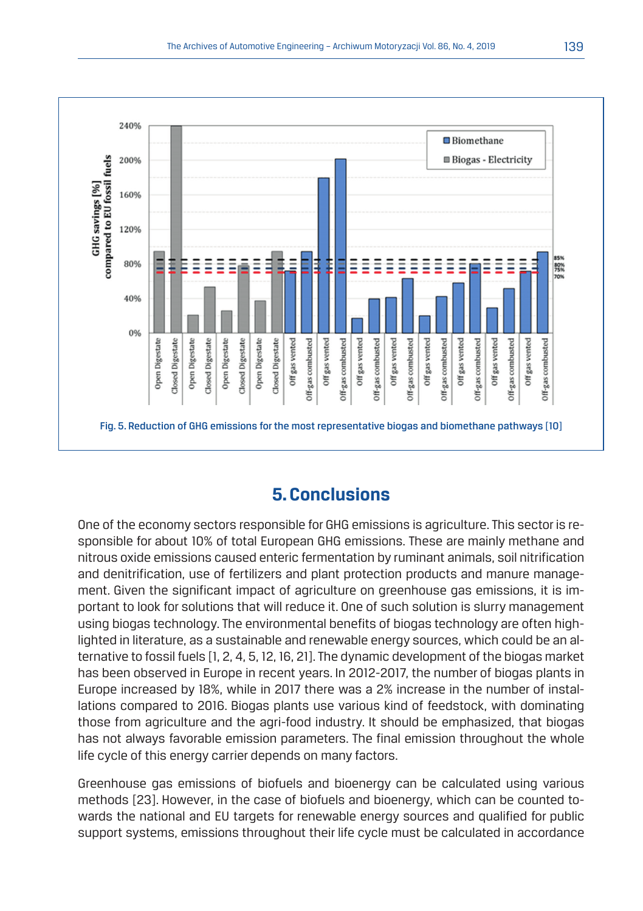Fig. 5. Reduction of GHG emissions for the most representative biogas and biomethane pathways [10]

## 5. Conclusions

One of the economy sectors responsible for GHG emissions is agriculture. This sector is responsible for about 10% of total European GHG emissions. These are mainly methane and nitrous oxide emissions caused enteric fermentation by ruminant animals, soil nitrification and denitrification, use of fertilizers and plant protection products and manure management. Given the significant impact of agriculture on greenhouse gas emissions, it is important to look for solutions that will reduce it. One of such solution is slurry management using biogas technology. The environmental benefits of biogas technology are often highlighted in literature, as a sustainable and renewable energy sources, which could be an alternative to fossil fuels [1, 2, 4, 5, 12, 16, 21]. The dynamic development of the biogas market has been observed in Europe in recent years. In 2012-2017, the number of biogas plants in Europe increased by 18%, while in 2017 there was a 2% increase in the number of installations compared to 2016. Biogas plants use various kind of feedstock, with dominating those from agriculture and the agri-food industry. It should be emphasized, that biogas has not always favorable emission parameters. The final emission throughout the whole life cycle of this energy carrier depends on many factors.

Greenhouse gas emissions of biofuels and bioenergy can be calculated using various methods [23]. However, in the case of biofuels and bioenergy, which can be counted towards the national and EU targets for renewable energy sources and qualified for public support systems, emissions throughout their life cycle must be calculated in accordance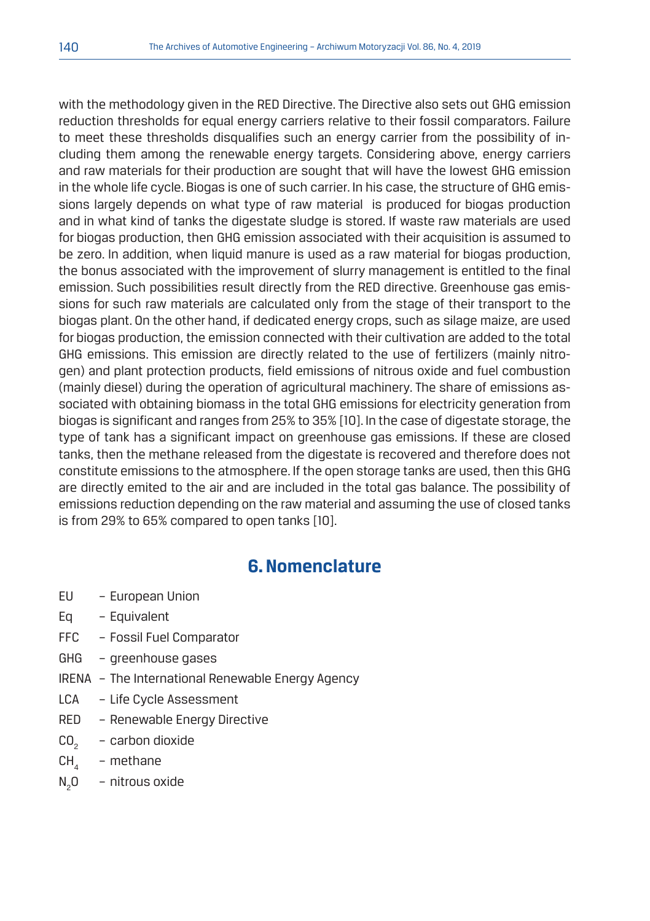with the methodology given in the RED Directive. The Directive also sets out GHG emission reduction thresholds for equal energy carriers relative to their fossil comparators. Failure to meet these thresholds disqualifies such an energy carrier from the possibility of including them among the renewable energy targets. Considering above, energy carriers and raw materials for their production are sought that will have the lowest GHG emission in the whole life cycle. Biogas is one of such carrier. In his case, the structure of GHG emissions largely depends on what type of raw material  is produced for biogas production and in what kind of tanks the digestate sludge is stored. If waste raw materials are used for biogas production, then GHG emission associated with their acquisition is assumed to be zero. In addition, when liquid manure is used as a raw material for biogas production, the bonus associated with the improvement of slurry management is entitled to the final emission. Such possibilities result directly from the RED directive. Greenhouse gas emissions for such raw materials are calculated only from the stage of their transport to the biogas plant. On the other hand, if dedicated energy crops, such as silage maize, are used for biogas production, the emission connected with their cultivation are added to the total GHG emissions. This emission are directly related to the use of fertilizers (mainly nitrogen) and plant protection products, field emissions of nitrous oxide and fuel combustion (mainly diesel) during the operation of agricultural machinery. The share of emissions associated with obtaining biomass in the total GHG emissions for electricity generation from biogas is significant and ranges from 25% to 35% [10]. In the case of digestate storage, the type of tank has a significant impact on greenhouse gas emissions. If these are closed tanks, then the methane released from the digestate is recovered and therefore does not constitute emissions to the atmosphere. If the open storage tanks are used, then this GHG are directly emited to the air and are included in the total gas balance. The possibility of emissions reduction depending on the raw material and assuming the use of closed tanks is from 29% to 65% compared to open tanks [10].

## 6. Nomenclature

- EU – European Union
- Eq – Equivalent
- FFC – Fossil Fuel Comparator
- GHG – greenhouse gases
- IRENA – The International Renewable Energy Agency
- LCA – Life Cycle Assessment
- RED – Renewable Energy Directive
- $CO_2$ – carbon dioxide
- $CH_4$ – methane
- $N_2O$ – nitrous oxide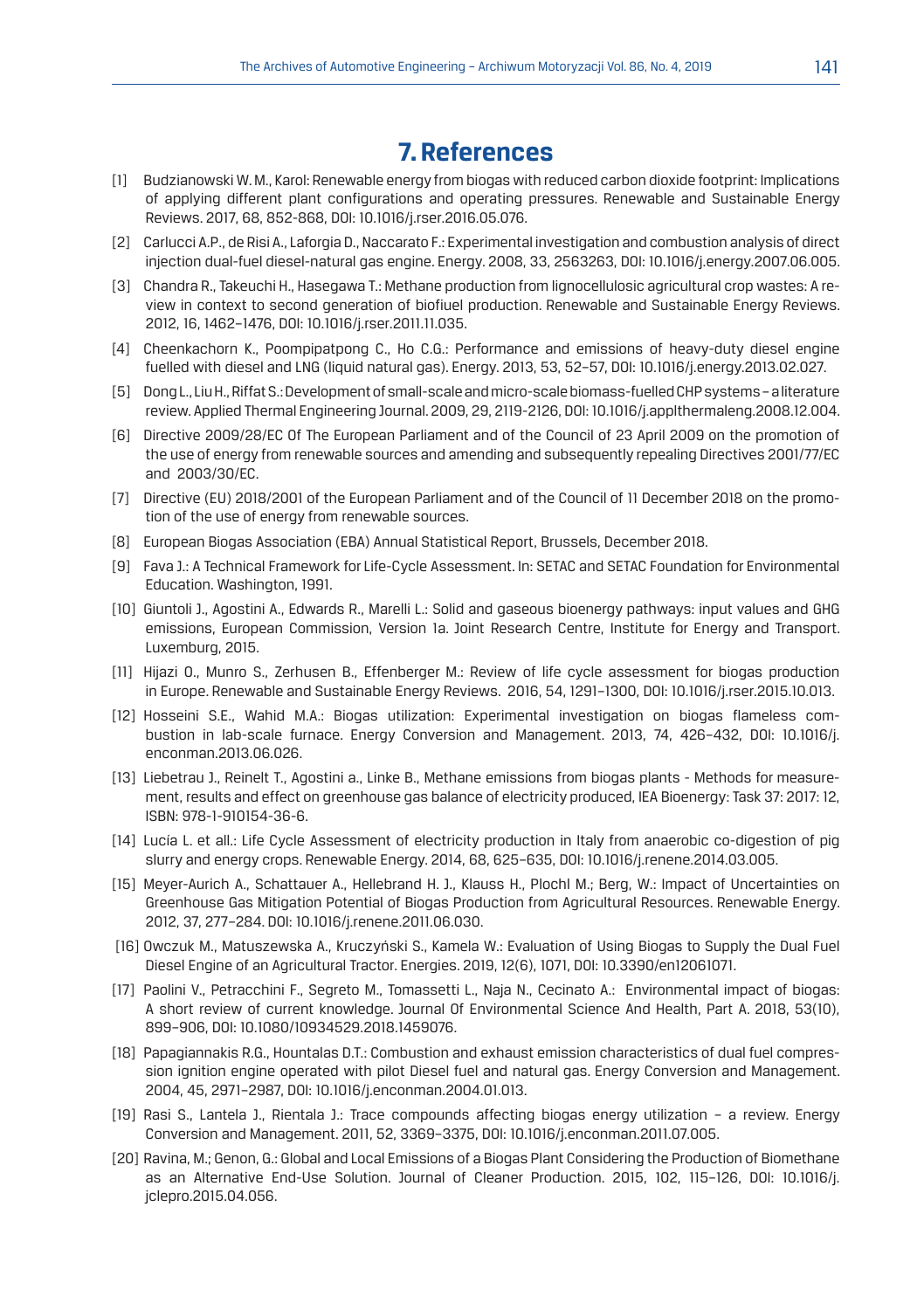# 7. References

[1] Budzianowski W. M., Karol: Renewable energy from biogas with reduced carbon dioxide footprint: Implications of applying different plant configurations and operating pressures. Renewable and Sustainable Energy Reviews. 2017, 68, 852-868, DOI: 10.1016/j.rser.2016.05.076.

[2] Carlucci A.P., de Risi A., Laforgia D., Naccarato F.: Experimental investigation and combustion analysis of direct injection dual-fuel diesel-natural gas engine. Energy. 2008, 33, 2563263, DOI: 10.1016/j.energy.2007.06.005.

[3] Chandra R., Takeuchi H., Hasegawa T.: Methane production from lignocellulosic agricultural crop wastes: A review in context to second generation of biofiuel production. Renewable and Sustainable Energy Reviews. 2012, 16, 1462–1476, DOI: 10.1016/j.rser.2011.11.035.

[4] Cheenkachorn K., Poompipatpong C., Ho C.G.: Performance and emissions of heavy-duty diesel engine fuelled with diesel and LNG (liquid natural gas). Energy. 2013, 53, 52–57, DOI: 10.1016/j.energy.2013.02.027.

[5] Dong L., Liu H., Riffat S.: Development of small-scale and micro-scale biomass-fuelled CHP systems – a literature review. Applied Thermal Engineering Journal. 2009, 29, 2119-2126, DOI: 10.1016/j.applthermaleng.2008.12.004.

[6] Directive 2009/28/EC Of The European Parliament and of the Council of 23 April 2009 on the promotion of the use of energy from renewable sources and amending and subsequently repealing Directives 2001/77/EC and 2003/30/EC.

[7] Directive (EU) 2018/2001 of the European Parliament and of the Council of 11 December 2018 on the promotion of the use of energy from renewable sources.

[8] European Biogas Association (EBA) Annual Statistical Report, Brussels, December 2018.

[9] Fava J.: A Technical Framework for Life-Cycle Assessment. In: SETAC and SETAC Foundation for Environmental Education. Washington, 1991.

[10] Giuntoli J., Agostini A., Edwards R., Marelli L.: Solid and gaseous bioenergy pathways: input values and GHG emissions, European Commission, Version 1a. Joint Research Centre, Institute for Energy and Transport. Luxemburg, 2015.

[11] Hijazi O., Munro S., Zerhusen B., Effenberger M.: Review of life cycle assessment for biogas production in Europe. Renewable and Sustainable Energy Reviews. 2016, 54, 1291–1300, DOI: 10.1016/j.rser.2015.10.013.

[12] Hosseini S.E., Wahid M.A.: Biogas utilization: Experimental investigation on biogas flameless combustion in lab-scale furnace. Energy Conversion and Management. 2013, 74, 426–432, DOI: 10.1016/j.enconman.2013.06.026.

[13] Liebetrau J., Reinelt T., Agostini a., Linke B., Methane emissions from biogas plants - Methods for measurement, results and effect on greenhouse gas balance of electricity produced, IEA Bioenergy: Task 37: 2017: 12, ISBN: 978-1-910154-36-6.

[14] Lucía L. et all.: Life Cycle Assessment of electricity production in Italy from anaerobic co-digestion of pig slurry and energy crops. Renewable Energy. 2014, 68, 625–635, DOI: 10.1016/j.renene.2014.03.005.

[15] Meyer-Aurich A., Schattauer A., Hellebrand H. J., Klauss H., Plochl M.; Berg, W.: Impact of Uncertainties on Greenhouse Gas Mitigation Potential of Biogas Production from Agricultural Resources. Renewable Energy. 2012, 37, 277–284. DOI: 10.1016/j.renene.2011.06.030.

[16] Owczuk M., Matuszewska A., Kruczyński S., Kamela W.: Evaluation of Using Biogas to Supply the Dual Fuel Diesel Engine of an Agricultural Tractor. Energies. 2019, 12(6), 1071, DOI: 10.3390/en12061071.

[17] Paolini V., Petracchini F., Segreto M., Tomassetti L., Naja N., Cecinato A.: Environmental impact of biogas: A short review of current knowledge. Journal Of Environmental Science And Health, Part A. 2018, 53(10), 899–906, DOI: 10.1080/10934529.2018.1459076.

[18] Papagiannakis R.G., Hountalas D.T.: Combustion and exhaust emission characteristics of dual fuel compression ignition engine operated with pilot Diesel fuel and natural gas. Energy Conversion and Management. 2004, 45, 2971–2987, DOI: 10.1016/j.enconman.2004.01.013.

[19] Rasi S., Lantela J., Rientala J.: Trace compounds affecting biogas energy utilization – a review. Energy Conversion and Management. 2011, 52, 3369–3375, DOI: 10.1016/j.enconman.2011.07.005.

[20] Ravina, M.; Genon, G.: Global and Local Emissions of a Biogas Plant Considering the Production of Biomethane as an Alternative End-Use Solution. Journal of Cleaner Production. 2015, 102, 115–126, DOI: 10.1016/j.jclepro.2015.04.056.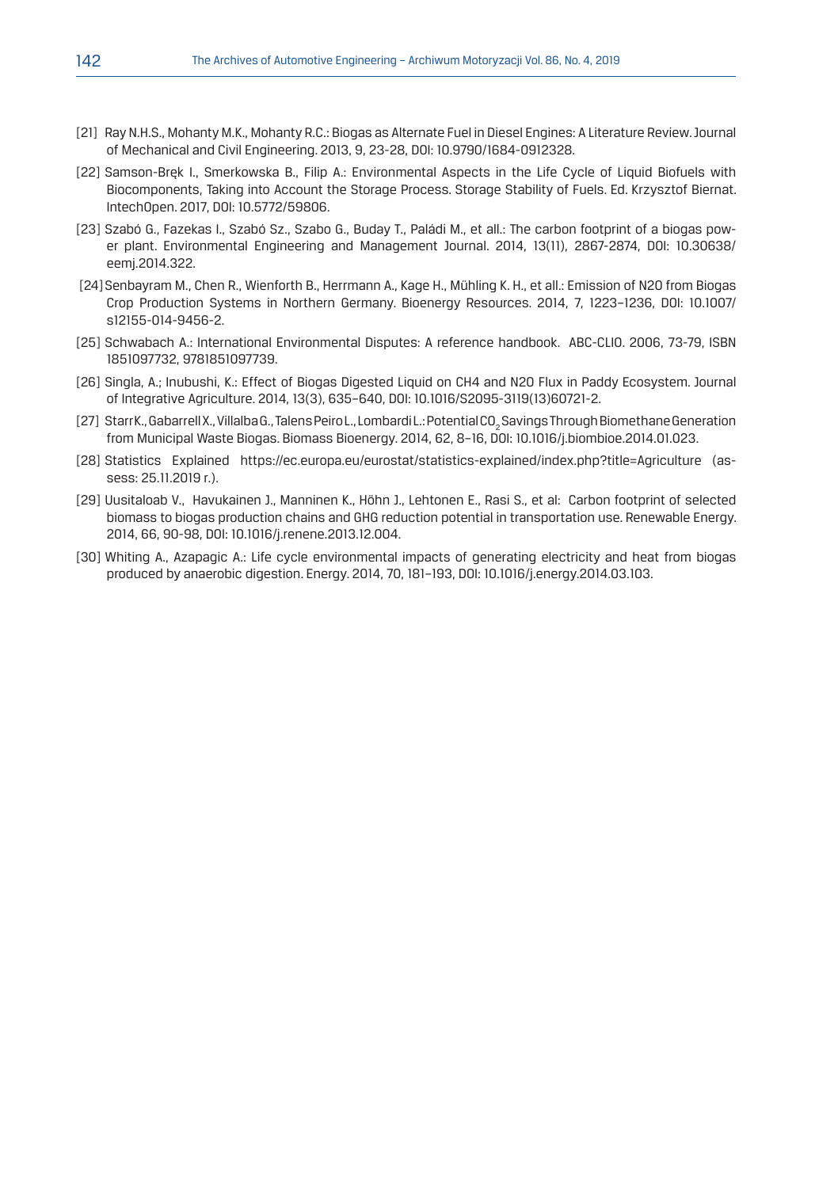[21] Ray N.H.S., Mohanty M.K., Mohanty R.C.: Biogas as Alternate Fuel in Diesel Engines: A Literature Review. Journal of Mechanical and Civil Engineering. 2013, 9, 23-28, DOI: 10.9790/1684-0912328.

[22] Samson-Bręk I., Smerkowska B., Filip A.: Environmental Aspects in the Life Cycle of Liquid Biofuels with Biocomponents, Taking into Account the Storage Process. Storage Stability of Fuels. Ed. Krzysztof Biernat. IntechOpen. 2017, DOI: 10.5772/59806.

[23] Szabó G., Fazekas I., Szabó Sz., Szabo G., Buday T., Paládi M., et all.: The carbon footprint of a biogas power plant. Environmental Engineering and Management Journal. 2014, 13(11), 2867-2874, DOI: 10.30638/eemj.2014.322.

[24] Senbayram M., Chen R., Wienforth B., Herrmann A., Kage H., Mühling K. H., et all.: Emission of N2O from Biogas Crop Production Systems in Northern Germany. Bioenergy Resources. 2014, 7, 1223–1236, DOI: 10.1007/s12155-014-9456-2.

[25] Schwabach A.: International Environmental Disputes: A reference handbook. ABC-CLIO. 2006, 73-79, ISBN 1851097732, 9781851097739.

[26] Singla, A.; Inubushi, K.: Effect of Biogas Digested Liquid on CH4 and N2O Flux in Paddy Ecosystem. Journal of Integrative Agriculture. 2014, 13(3), 635–640, DOI: 10.1016/S2095-3119(13)60721-2.

[27] Starr K., Gabarrell X., Villalba G., Talens Peiro L., Lombardi L.: Potential $CO_2$ Savings Through Biomethane Generation from Municipal Waste Biogas. Biomass Bioenergy. 2014, 62, 8–16, DOI: 10.1016/j.biombioe.2014.01.023.

[28] Statistics Explained https://ec.europa.eu/eurostat/statistics-explained/index.php?title=Agriculture (assess: 25.11.2019 r.).

[29] Uusitaloab V., Havukainen J., Manninen K., Höhn J., Lehtonen E., Rasi S., et al: Carbon footprint of selected biomass to biogas production chains and GHG reduction potential in transportation use. Renewable Energy. 2014, 66, 90-98, DOI: 10.1016/j.renene.2013.12.004.

[30] Whiting A., Azapagic A.: Life cycle environmental impacts of generating electricity and heat from biogas produced by anaerobic digestion. Energy. 2014, 70, 181–193, DOI: 10.1016/j.energy.2014.03.103.